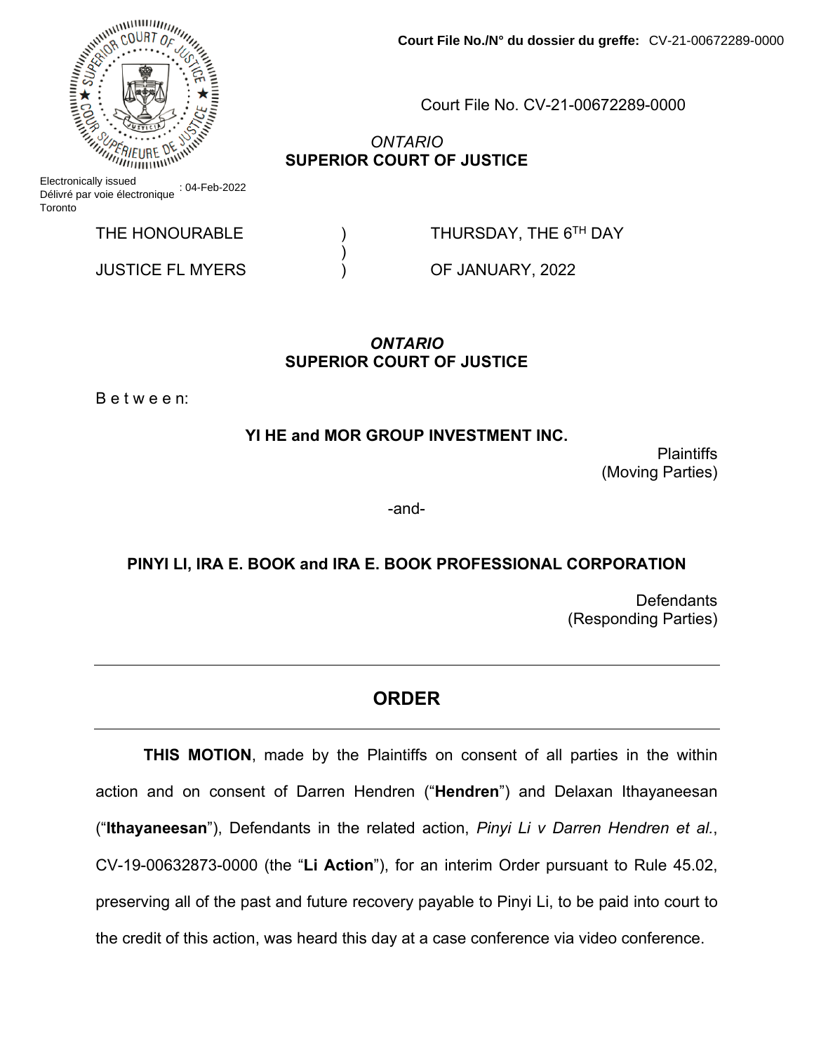**Court File No./N° du dossier du greffe:** CV-21-00672289-0000

Court File No. CV-21-00672289-0000

*ONTARIO*
**SUPERIOR COURT OF JUSTICE**

Electronically issued / Délivré par voie électronique : 04-Feb-2022
Toronto

| THE HONOURABLE | ) | THURSDAY, THE 6TH DAY |
|---|---|---|
| | ) | |
| JUSTICE FL MYERS | ) | OF JANUARY, 2022 |

***ONTARIO***
**SUPERIOR COURT OF JUSTICE**

B e t w e e n:

**YI HE and MOR GROUP INVESTMENT INC.**

Plaintiffs
(Moving Parties)

-and-

**PINYI LI, IRA E. BOOK and IRA E. BOOK PROFESSIONAL CORPORATION**

Defendants
(Responding Parties)

## ORDER

**THIS MOTION**, made by the Plaintiffs on consent of all parties in the within action and on consent of Darren Hendren ("**Hendren**") and Delaxan Ithayaneesan ("**Ithayaneesan**"), Defendants in the related action, *Pinyi Li v Darren Hendren et al.*, CV-19-00632873-0000 (the "**Li Action**"), for an interim Order pursuant to Rule 45.02, preserving all of the past and future recovery payable to Pinyi Li, to be paid into court to the credit of this action, was heard this day at a case conference via video conference.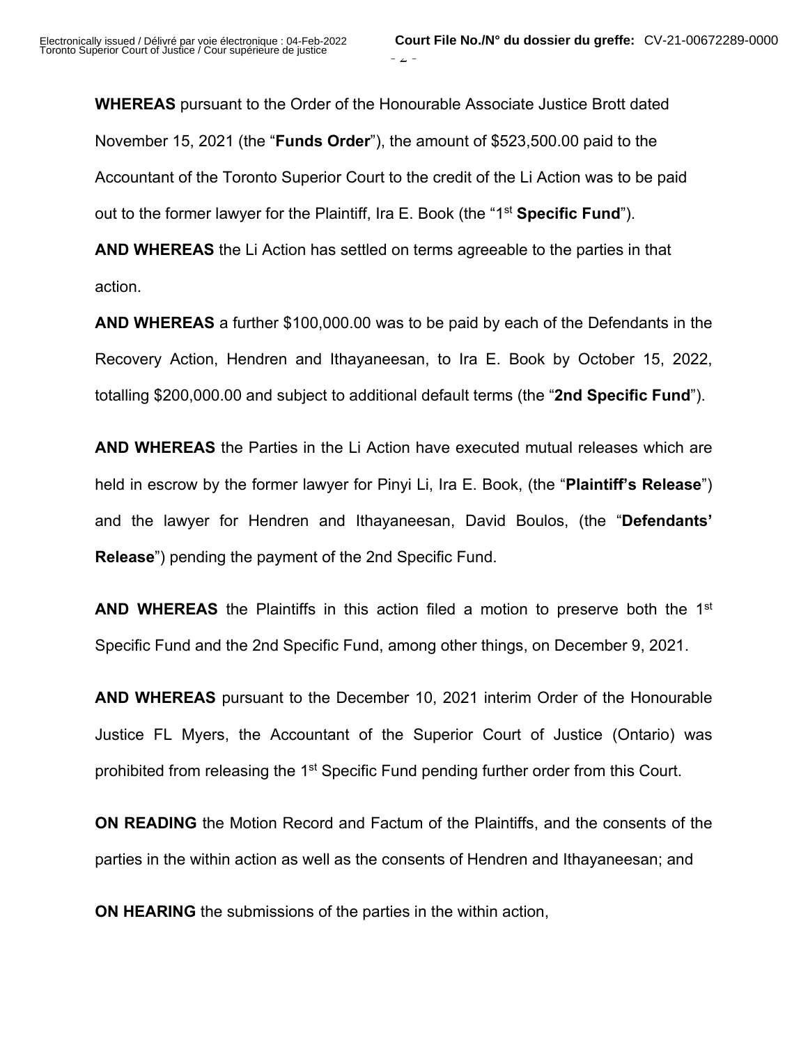**WHEREAS** pursuant to the Order of the Honourable Associate Justice Brott dated November 15, 2021 (the "**Funds Order**"), the amount of $523,500.00 paid to the Accountant of the Toronto Superior Court to the credit of the Li Action was to be paid out to the former lawyer for the Plaintiff, Ira E. Book (the "1st **Specific Fund**").

**AND WHEREAS** the Li Action has settled on terms agreeable to the parties in that action.

**AND WHEREAS** a further $100,000.00 was to be paid by each of the Defendants in the Recovery Action, Hendren and Ithayaneesan, to Ira E. Book by October 15, 2022, totalling $200,000.00 and subject to additional default terms (the "**2nd Specific Fund**").

**AND WHEREAS** the Parties in the Li Action have executed mutual releases which are held in escrow by the former lawyer for Pinyi Li, Ira E. Book, (the "**Plaintiff's Release**") and the lawyer for Hendren and Ithayaneesan, David Boulos, (the "**Defendants' Release**") pending the payment of the 2nd Specific Fund.

**AND WHEREAS** the Plaintiffs in this action filed a motion to preserve both the 1st Specific Fund and the 2nd Specific Fund, among other things, on December 9, 2021.

**AND WHEREAS** pursuant to the December 10, 2021 interim Order of the Honourable Justice FL Myers, the Accountant of the Superior Court of Justice (Ontario) was prohibited from releasing the 1st Specific Fund pending further order from this Court.

**ON READING** the Motion Record and Factum of the Plaintiffs, and the consents of the parties in the within action as well as the consents of Hendren and Ithayaneesan; and

**ON HEARING** the submissions of the parties in the within action,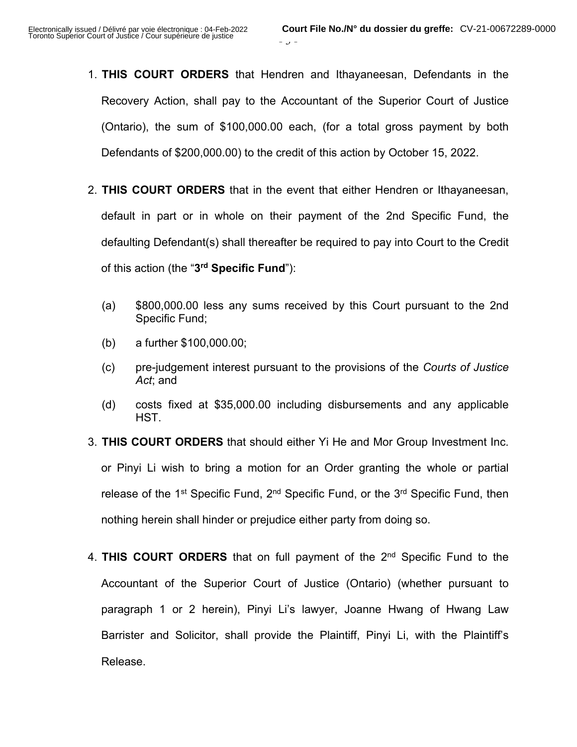1. **THIS COURT ORDERS** that Hendren and Ithayaneesan, Defendants in the Recovery Action, shall pay to the Accountant of the Superior Court of Justice (Ontario), the sum of $100,000.00 each, (for a total gross payment by both Defendants of $200,000.00) to the credit of this action by October 15, 2022.

2. **THIS COURT ORDERS** that in the event that either Hendren or Ithayaneesan, default in part or in whole on their payment of the 2nd Specific Fund, the defaulting Defendant(s) shall thereafter be required to pay into Court to the Credit of this action (the "**3rd Specific Fund**"):

   (a) $800,000.00 less any sums received by this Court pursuant to the 2nd Specific Fund;

   (b) a further $100,000.00;

   (c) pre-judgement interest pursuant to the provisions of the *Courts of Justice Act*; and

   (d) costs fixed at $35,000.00 including disbursements and any applicable HST.

3. **THIS COURT ORDERS** that should either Yi He and Mor Group Investment Inc. or Pinyi Li wish to bring a motion for an Order granting the whole or partial release of the 1st Specific Fund, 2nd Specific Fund, or the 3rd Specific Fund, then nothing herein shall hinder or prejudice either party from doing so.

4. **THIS COURT ORDERS** that on full payment of the 2nd Specific Fund to the Accountant of the Superior Court of Justice (Ontario) (whether pursuant to paragraph 1 or 2 herein), Pinyi Li's lawyer, Joanne Hwang of Hwang Law Barrister and Solicitor, shall provide the Plaintiff, Pinyi Li, with the Plaintiff's Release.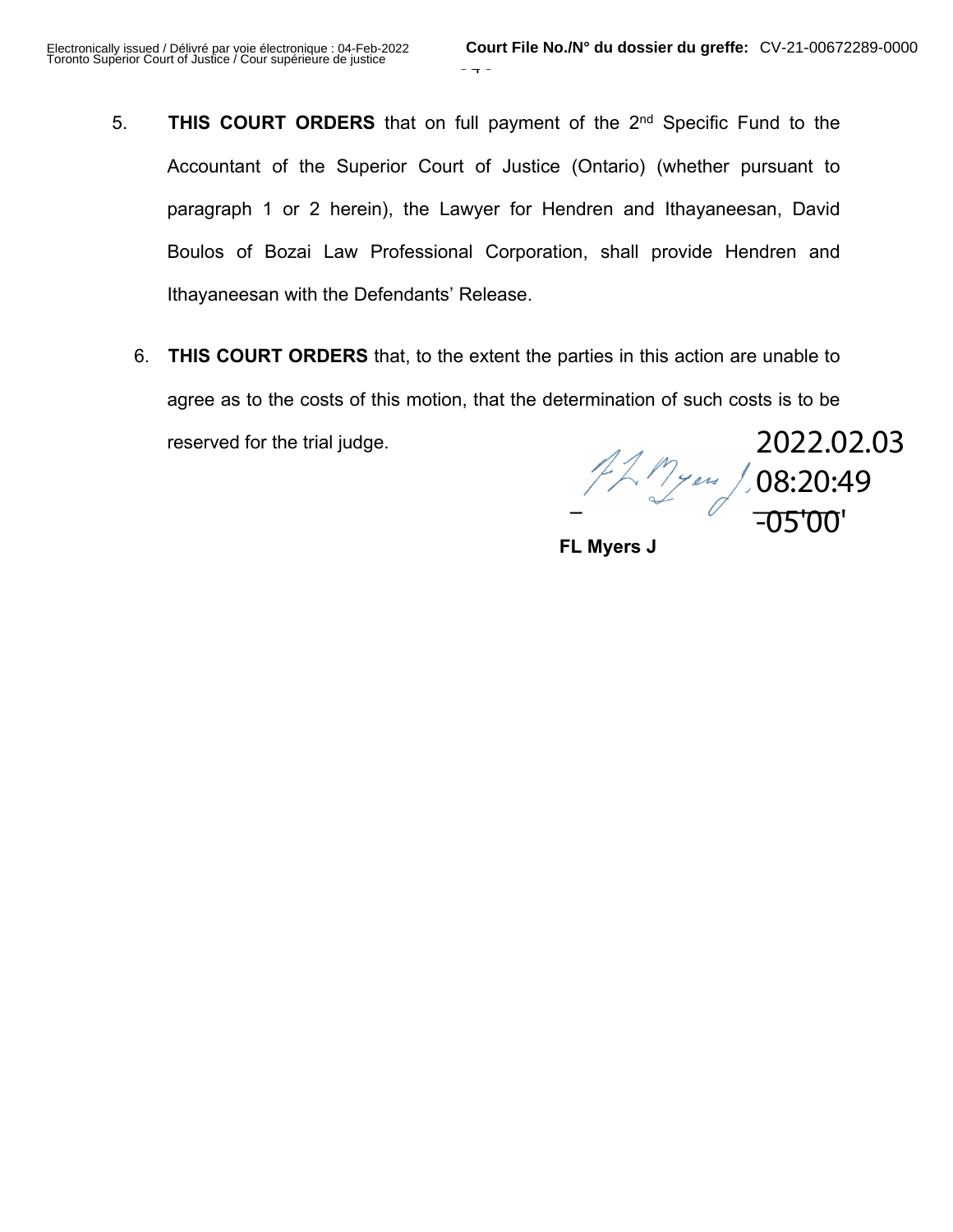5. **THIS COURT ORDERS** that on full payment of the 2nd Specific Fund to the Accountant of the Superior Court of Justice (Ontario) (whether pursuant to paragraph 1 or 2 herein), the Lawyer for Hendren and Ithayaneesan, David Boulos of Bozai Law Professional Corporation, shall provide Hendren and Ithayaneesan with the Defendants' Release.

6. **THIS COURT ORDERS** that, to the extent the parties in this action are unable to agree as to the costs of this motion, that the determination of such costs is to be reserved for the trial judge.

2022.02.03 08:20:49 -05'00'

**FL Myers J**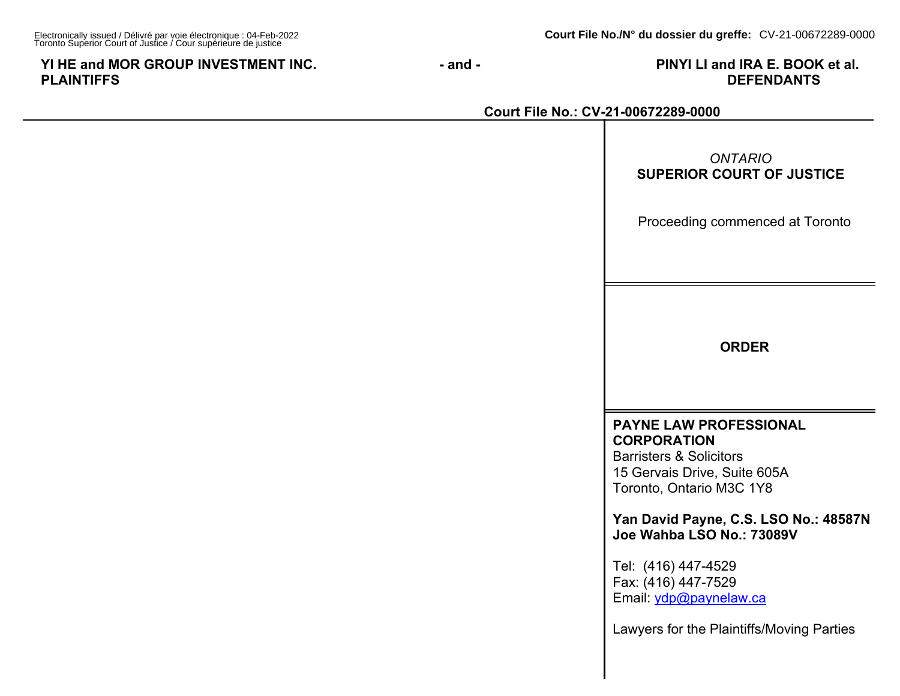Electronically issued / Délivré par voie électronique : 04-Feb-2022
Toronto Superior Court of Justice / Cour supérieure de justice

**Court File No./N° du dossier du greffe:** CV-21-00672289-0000

**YI HE and MOR GROUP INVESTMENT INC.**
**PLAINTIFFS**

**- and -**

**PINYI LI and IRA E. BOOK et al.**
**DEFENDANTS**

**Court File No.: CV-21-00672289-0000**

*ONTARIO*
**SUPERIOR COURT OF JUSTICE**

Proceeding commenced at Toronto

**ORDER**

**PAYNE LAW PROFESSIONAL CORPORATION**
Barristers & Solicitors
15 Gervais Drive, Suite 605A
Toronto, Ontario M3C 1Y8

**Yan David Payne, C.S. LSO No.: 48587N**
**Joe Wahba LSO No.: 73089V**

Tel: (416) 447-4529
Fax: (416) 447-7529
Email: ydp@paynelaw.ca

Lawyers for the Plaintiffs/Moving Parties